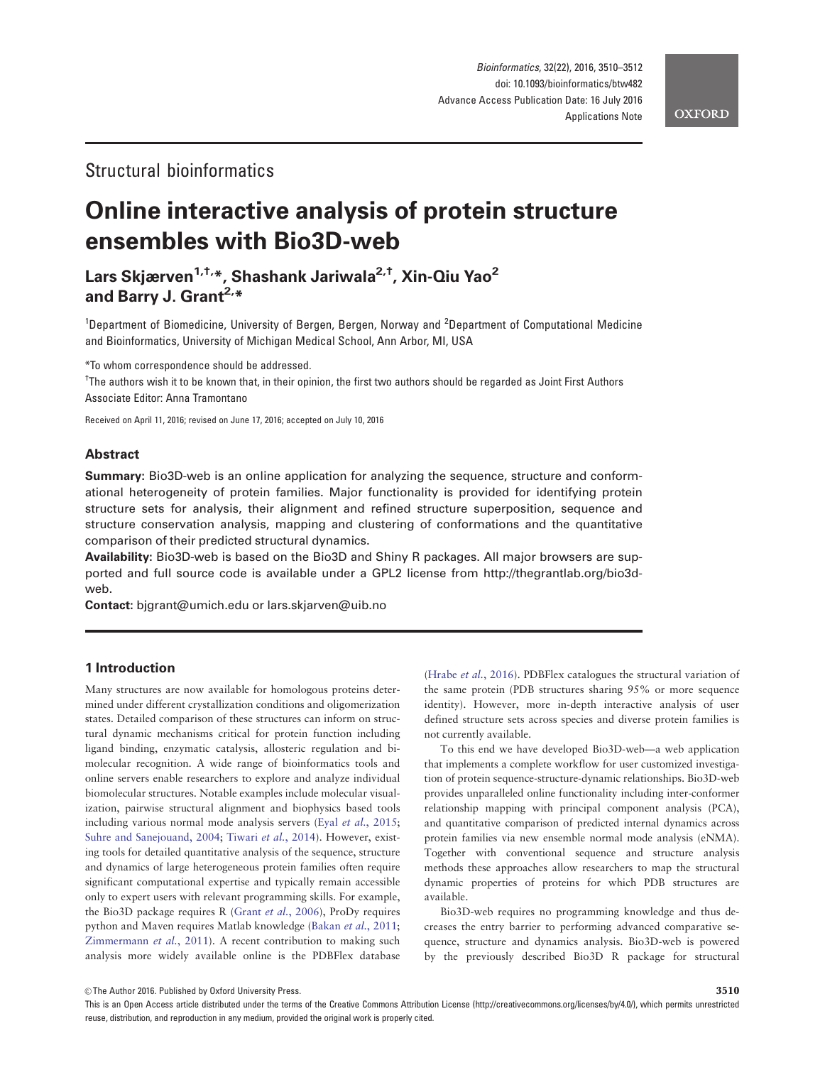Structural bioinformatics

# Online interactive analysis of protein structure ensembles with Bio3D-web

**Lars Skjærven[1,†,*], Shashank Jariwala[2,†], Xin-Qiu Yao[2] and Barry J. Grant[2,*]**

[1]Department of Biomedicine, University of Bergen, Bergen, Norway and [2]Department of Computational Medicine and Bioinformatics, University of Michigan Medical School, Ann Arbor, MI, USA

*To whom correspondence should be addressed.

†The authors wish it to be known that, in their opinion, the first two authors should be regarded as Joint First Authors

Associate Editor: Anna Tramontano

Received on April 11, 2016; revised on June 17, 2016; accepted on July 10, 2016

## Abstract

**Summary:** Bio3D-web is an online application for analyzing the sequence, structure and conformational heterogeneity of protein families. Major functionality is provided for identifying protein structure sets for analysis, their alignment and refined structure superposition, sequence and structure conservation analysis, mapping and clustering of conformations and the quantitative comparison of their predicted structural dynamics.

**Availability:** Bio3D-web is based on the Bio3D and Shiny R packages. All major browsers are supported and full source code is available under a GPL2 license from http://thegrantlab.org/bio3d-web.

**Contact:** bjgrant@umich.edu or lars.skjarven@uib.no

## 1 Introduction

Many structures are now available for homologous proteins determined under different crystallization conditions and oligomerization states. Detailed comparison of these structures can inform on structural dynamic mechanisms critical for protein function including ligand binding, enzymatic catalysis, allosteric regulation and bimolecular recognition. A wide range of bioinformatics tools and online servers enable researchers to explore and analyze individual biomolecular structures. Notable examples include molecular visualization, pairwise structural alignment and biophysics based tools including various normal mode analysis servers (Eyal *et al.*, 2015; Suhre and Sanejouand, 2004; Tiwari *et al.*, 2014). However, existing tools for detailed quantitative analysis of the sequence, structure and dynamics of large heterogeneous protein families often require significant computational expertise and typically remain accessible only to expert users with relevant programming skills. For example, the Bio3D package requires R (Grant *et al.*, 2006), ProDy requires python and Maven requires Matlab knowledge (Bakan *et al.*, 2011; Zimmermann *et al.*, 2011). A recent contribution to making such analysis more widely available online is the PDBFlex database (Hrabe *et al.*, 2016). PDBFlex catalogues the structural variation of the same protein (PDB structures sharing 95% or more sequence identity). However, more in-depth interactive analysis of user defined structure sets across species and diverse protein families is not currently available.

To this end we have developed Bio3D-web—a web application that implements a complete workflow for user customized investigation of protein sequence-structure-dynamic relationships. Bio3D-web provides unparalleled online functionality including inter-conformer relationship mapping with principal component analysis (PCA), and quantitative comparison of predicted internal dynamics across protein families via new ensemble normal mode analysis (eNMA). Together with conventional sequence and structure analysis methods these approaches allow researchers to map the structural dynamic properties of proteins for which PDB structures are available.

Bio3D-web requires no programming knowledge and thus decreases the entry barrier to performing advanced comparative sequence, structure and dynamics analysis. Bio3D-web is powered by the previously described Bio3D R package for structural

© The Author 2016. Published by Oxford University Press.

This is an Open Access article distributed under the terms of the Creative Commons Attribution License (http://creativecommons.org/licenses/by/4.0/), which permits unrestricted reuse, distribution, and reproduction in any medium, provided the original work is properly cited.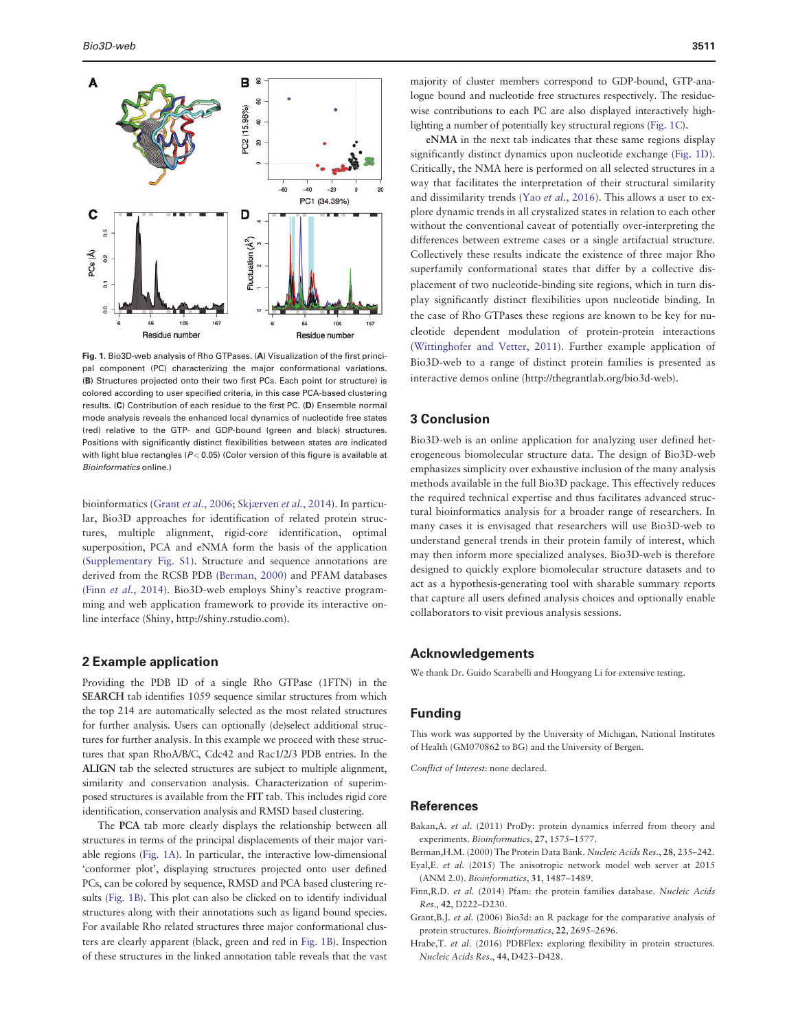**Fig. 1.** Bio3D-web analysis of Rho GTPases. (**A**) Visualization of the first principal component (PC) characterizing the major conformational variations. (**B**) Structures projected onto their two first PCs. Each point (or structure) is colored according to user specified criteria, in this case PCA-based clustering results. (**C**) Contribution of each residue to the first PC. (**D**) Ensemble normal mode analysis reveals the enhanced local dynamics of nucleotide free states (red) relative to the GTP- and GDP-bound (green and black) structures. Positions with significantly distinct flexibilities between states are indicated with light blue rectangles ($P < 0.05$) (Color version of this figure is available at *Bioinformatics* online.)

bioinformatics (Grant *et al.*, 2006; Skjærven *et al.*, 2014). In particular, Bio3D approaches for identification of related protein structures, multiple alignment, rigid-core identification, optimal superposition, PCA and eNMA form the basis of the application (Supplementary Fig. S1). Structure and sequence annotations are derived from the RCSB PDB (Berman, 2000) and PFAM databases (Finn *et al.*, 2014). Bio3D-web employs Shiny's reactive programming and web application framework to provide its interactive online interface (Shiny, http://shiny.rstudio.com).

## 2 Example application

Providing the PDB ID of a single Rho GTPase (1FTN) in the **SEARCH** tab identifies 1059 sequence similar structures from which the top 214 are automatically selected as the most related structures for further analysis. Users can optionally (de)select additional structures for further analysis. In this example we proceed with these structures that span RhoA/B/C, Cdc42 and Rac1/2/3 PDB entries. In the **ALIGN** tab the selected structures are subject to multiple alignment, similarity and conservation analysis. Characterization of superimposed structures is available from the **FIT** tab. This includes rigid core identification, conservation analysis and RMSD based clustering.

The **PCA** tab more clearly displays the relationship between all structures in terms of the principal displacements of their major variable regions (Fig. 1A). In particular, the interactive low-dimensional 'conformer plot', displaying structures projected onto user defined PCs, can be colored by sequence, RMSD and PCA based clustering results (Fig. 1B). This plot can also be clicked on to identify individual structures along with their annotations such as ligand bound species. For available Rho related structures three major conformational clusters are clearly apparent (black, green and red in Fig. 1B). Inspection of these structures in the linked annotation table reveals that the vast majority of cluster members correspond to GDP-bound, GTP-analogue bound and nucleotide free structures respectively. The residue-wise contributions to each PC are also displayed interactively highlighting a number of potentially key structural regions (Fig. 1C).

**eNMA** in the next tab indicates that these same regions display significantly distinct dynamics upon nucleotide exchange (Fig. 1D). Critically, the NMA here is performed on all selected structures in a way that facilitates the interpretation of their structural similarity and dissimilarity trends (Yao *et al.*, 2016). This allows a user to explore dynamic trends in all crystalized states in relation to each other without the conventional caveat of potentially over-interpreting the differences between extreme cases or a single artifactual structure. Collectively these results indicate the existence of three major Rho superfamily conformational states that differ by a collective displacement of two nucleotide-binding site regions, which in turn display significantly distinct flexibilities upon nucleotide binding. In the case of Rho GTPases these regions are known to be key for nucleotide dependent modulation of protein-protein interactions (Wittinghofer and Vetter, 2011). Further example application of Bio3D-web to a range of distinct protein families is presented as interactive demos online (http://thegrantlab.org/bio3d-web).

## 3 Conclusion

Bio3D-web is an online application for analyzing user defined heterogeneous biomolecular structure data. The design of Bio3D-web emphasizes simplicity over exhaustive inclusion of the many analysis methods available in the full Bio3D package. This effectively reduces the required technical expertise and thus facilitates advanced structural bioinformatics analysis for a broader range of researchers. In many cases it is envisaged that researchers will use Bio3D-web to understand general trends in their protein family of interest, which may then inform more specialized analyses. Bio3D-web is therefore designed to quickly explore biomolecular structure datasets and to act as a hypothesis-generating tool with sharable summary reports that capture all users defined analysis choices and optionally enable collaborators to visit previous analysis sessions.

## Acknowledgements

We thank Dr. Guido Scarabelli and Hongyang Li for extensive testing.

## Funding

This work was supported by the University of Michigan, National Institutes of Health (GM070862 to BG) and the University of Bergen.

*Conflict of Interest*: none declared.

## References

Bakan,A. *et al.* (2011) ProDy: protein dynamics inferred from theory and experiments. *Bioinformatics*, **27**, 1575–1577.

Berman,H.M. (2000) The Protein Data Bank. *Nucleic Acids Res.*, **28**, 235–242.

Eyal,E. *et al.* (2015) The anisotropic network model web server at 2015 (ANM 2.0). *Bioinformatics*, **31**, 1487–1489.

Finn,R.D. *et al.* (2014) Pfam: the protein families database. *Nucleic Acids Res.*, **42**, D222–D230.

Grant,B.J. *et al.* (2006) Bio3d: an R package for the comparative analysis of protein structures. *Bioinformatics*, **22**, 2695–2696.

Hrabe,T. *et al.* (2016) PDBFlex: exploring flexibility in protein structures. *Nucleic Acids Res.*, **44**, D423–D428.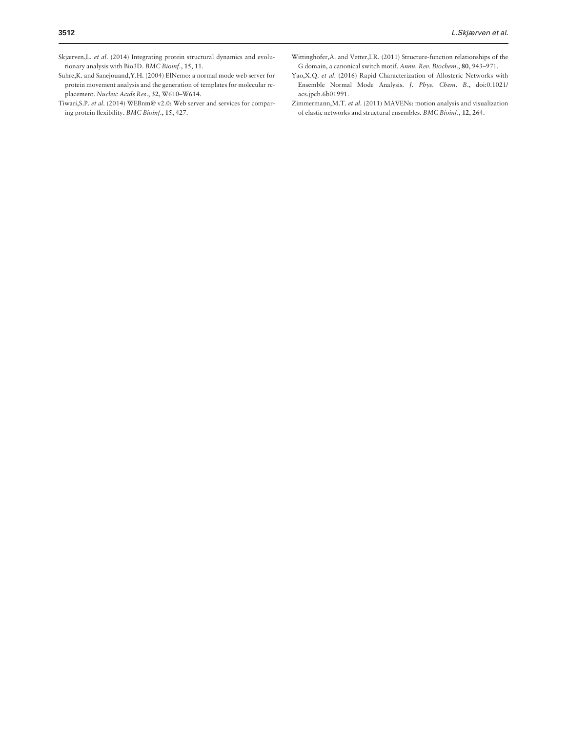Skjærven,L. *et al*. (2014) Integrating protein structural dynamics and evolutionary analysis with Bio3D. *BMC Bioinf*., **15**, 11.

Suhre,K. and Sanejouand,Y.H. (2004) ElNemo: a normal mode web server for protein movement analysis and the generation of templates for molecular replacement. *Nucleic Acids Res*., **32**, W610–W614.

Tiwari,S.P. *et al*. (2014) WEBnm@ v2.0: Web server and services for comparing protein flexibility. *BMC Bioinf*., **15**, 427.

Wittinghofer,A. and Vetter,I.R. (2011) Structure-function relationships of the G domain, a canonical switch motif. *Annu. Rev. Biochem*., **80**, 943–971.

Yao,X.Q. *et al*. (2016) Rapid Characterization of Allosteric Networks with Ensemble Normal Mode Analysis. *J. Phys. Chem. B*., doi:0.1021/acs.jpcb.6b01991.

Zimmermann,M.T. *et al*. (2011) MAVENs: motion analysis and visualization of elastic networks and structural ensembles. *BMC Bioinf*., **12**, 264.